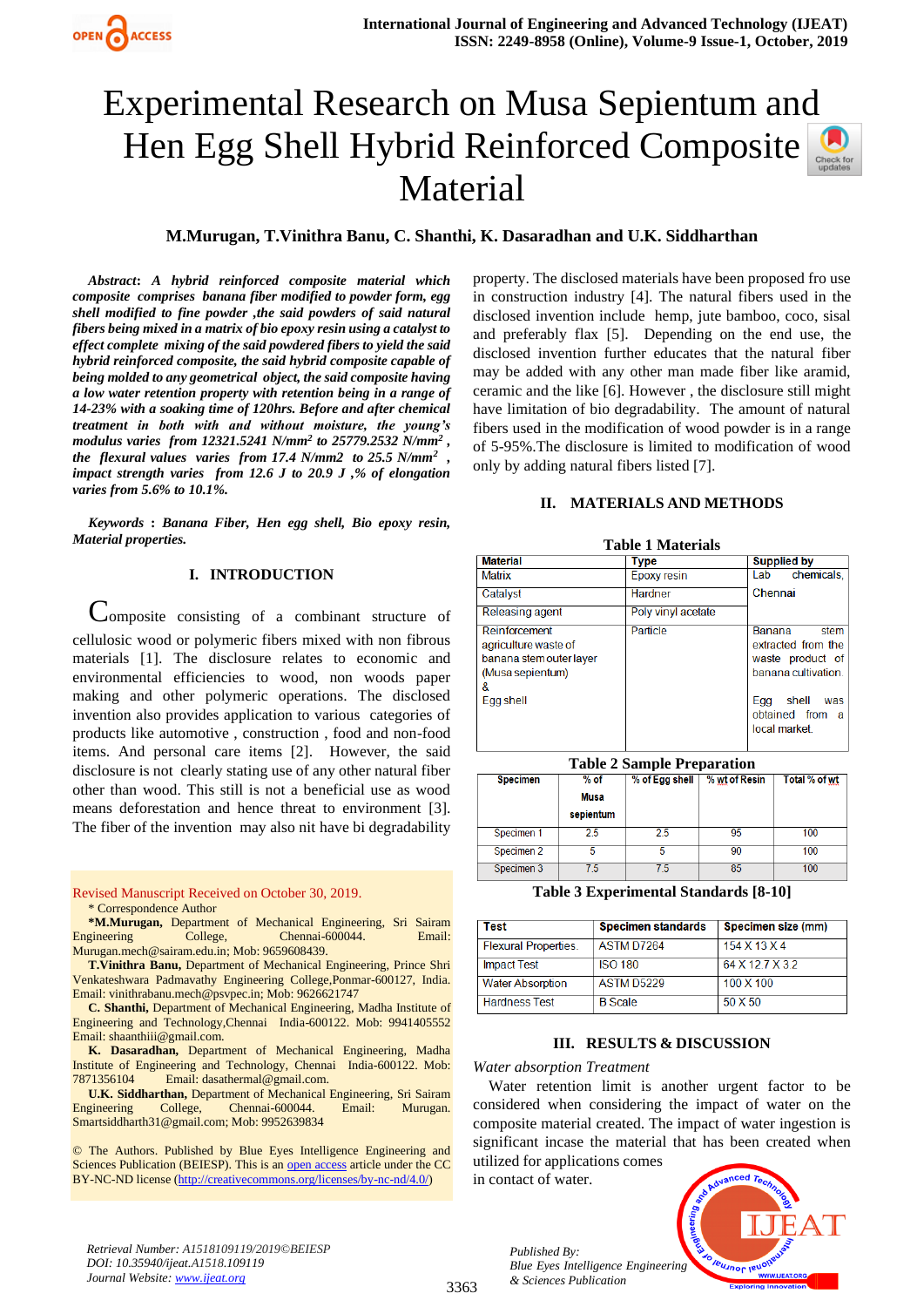# Experimental Research on Musa Sepientum and Hen Egg Shell Hybrid Reinforced Composite Material

**M.Murugan, T.Vinithra Banu, C. Shanthi, K. Dasaradhan and U.K. Siddharthan**

***Abstract*****: *A hybrid reinforced composite material which composite comprises banana fiber modified to powder form, egg shell modified to fine powder ,the said powders of said natural fibers being mixed in a matrix of bio epoxy resin using a catalyst to effect complete mixing of the said powdered fibers to yield the said hybrid reinforced composite, the said hybrid composite capable of being molded to any geometrical object, the said composite having a low water retention property with retention being in a range of 14-23% with a soaking time of 120hrs. Before and after chemical treatment in both with and without moisture, the young's modulus varies from 12321.5241 N/mm² to 25779.2532 N/mm², the flexural values varies from 17.4 N/mm2 to 25.5 N/mm², impact strength varies from 12.6 J to 20.9 J ,% of elongation varies from 5.6% to 10.1%.***

***Keywords*** **: *Banana Fiber, Hen egg shell, Bio epoxy resin, Material properties.***

## I. INTRODUCTION

Composite consisting of a combinant structure of cellulosic wood or polymeric fibers mixed with non fibrous materials [1]. The disclosure relates to economic and environmental efficiencies to wood, non woods paper making and other polymeric operations. The disclosed invention also provides application to various categories of products like automotive , construction , food and non-food items. And personal care items [2]. However, the said disclosure is not clearly stating use of any other natural fiber other than wood. This still is not a beneficial use as wood means deforestation and hence threat to environment [3]. The fiber of the invention may also nit have bi degradability property. The disclosed materials have been proposed fro use in construction industry [4]. The natural fibers used in the disclosed invention include hemp, jute bamboo, coco, sisal and preferably flax [5]. Depending on the end use, the disclosed invention further educates that the natural fiber may be added with any other man made fiber like aramid, ceramic and the like [6]. However , the disclosure still might have limitation of bio degradability. The amount of natural fibers used in the modification of wood powder is in a range of 5-95%.The disclosure is limited to modification of wood only by adding natural fibers listed [7].

Revised Manuscript Received on October 30, 2019.

\* Correspondence Author

**\*M.Murugan,** Department of Mechanical Engineering, Sri Sairam Engineering College, Chennai-600044. Email: Murugan.mech@sairam.edu.in; Mob: 9659608439.

**T.Vinithra Banu,** Department of Mechanical Engineering, Prince Shri Venkateshwara Padmavathy Engineering College,Ponmar-600127, India. Email: vinithrabanu.mech@psvpec.in; Mob: 9626621747

**C. Shanthi,** Department of Mechanical Engineering, Madha Institute of Engineering and Technology,Chennai India-600122. Mob: 9941405552 Email: shaanthiii@gmail.com.

**K. Dasaradhan,** Department of Mechanical Engineering, Madha Institute of Engineering and Technology, Chennai India-600122. Mob: 7871356104 Email: dasathermal@gmail.com.

**U.K. Siddharthan,** Department of Mechanical Engineering, Sri Sairam Engineering College, Chennai-600044. Email: Murugan. Smartsiddharth31@gmail.com; Mob: 9952639834

© The Authors. Published by Blue Eyes Intelligence Engineering and Sciences Publication (BEIESP). This is an open access article under the CC BY-NC-ND license (http://creativecommons.org/licenses/by-nc-nd/4.0/)

## II. MATERIALS AND METHODS

**Table 1 Materials**

| Material | Type | Supplied by |
|---|---|---|
| Matrix | Epoxy resin | Lab chemicals, Chennai |
| Catalyst | Hardner | |
| Releasing agent | Poly vinyl acetate | |
| Reinforcement agriculture waste of banana stem outer layer (Musa sepientum) & Egg shell | Particle | Banana stem extracted from the waste product of banana cultivation. Egg shell was obtained from a local market. |

**Table 2 Sample Preparation**

| Specimen | % of Musa sepientum | % of Egg shell | % wt of Resin | Total % of wt |
|---|---|---|---|---|
| Specimen 1 | 2.5 | 2.5 | 95 | 100 |
| Specimen 2 | 5 | 5 | 90 | 100 |
| Specimen 3 | 7.5 | 7.5 | 85 | 100 |

**Table 3 Experimental Standards [8-10]**

| Test | Specimen standards | Specimen size (mm) |
|---|---|---|
| Flexural Properties | ASTM D7264 | 154 X 13 X 4 |
| Impact Test | ISO 180 | 64 X 12.7 X 3.2 |
| Water Absorption | ASTM D5229 | 100 X 100 |
| Hardness Test | B Scale | 50 X 50 |

## III. RESULTS & DISCUSSION

*Water absorption Treatment*

Water retention limit is another urgent factor to be considered when considering the impact of water on the composite material created. The impact of water ingestion is significant incase the material that has been created when utilized for applications comes in contact of water.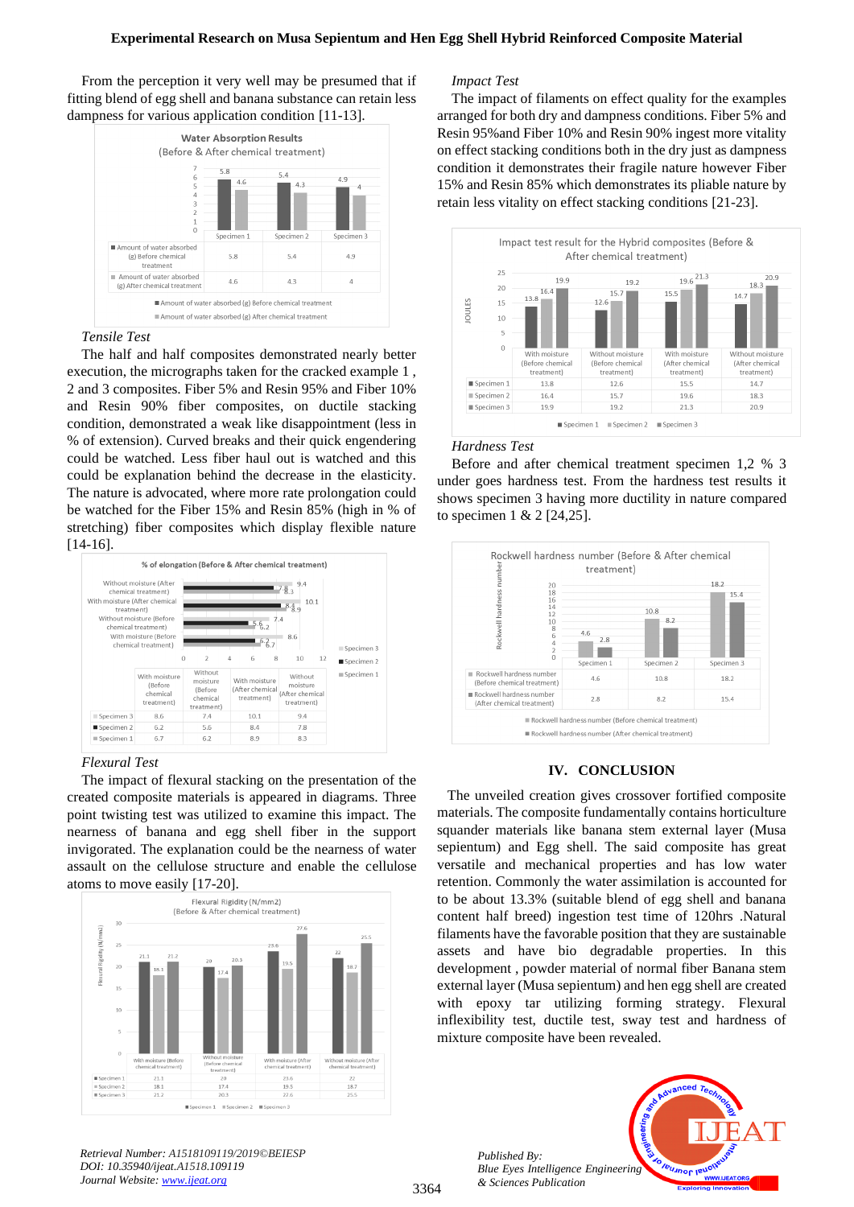From the perception it very well may be presumed that if fitting blend of egg shell and banana substance can retain less dampness for various application condition [11-13].

**Water Absorption Results**
(Before & After chemical treatment)

| | Specimen 1 | Specimen 2 | Specimen 3 |
|---|---|---|---|
| Amount of water absorbed (g) Before chemical treatment | 5.8 | 5.4 | 4.9 |
| Amount of water absorbed (g) After chemical treatment | 4.6 | 4.3 | 4 |

*Tensile Test*

The half and half composites demonstrated nearly better execution, the micrographs taken for the cracked example 1 , 2 and 3 composites. Fiber 5% and Resin 95% and Fiber 10% and Resin 90% fiber composites, on ductile stacking condition, demonstrated a weak like disappointment (less in % of extension). Curved breaks and their quick engendering could be watched. Less fiber haul out is watched and this could be explanation behind the decrease in the elasticity. The nature is advocated, where more rate prolongation could be watched for the Fiber 15% and Resin 85% (high in % of stretching) fiber composites which display flexible nature [14-16].

**% of elongation (Before & After chemical treatment)**

| | With moisture (Before chemical treatment) | Without moisture (Before chemical treatment) | With moisture (After chemical treatment) | Without moisture (After chemical treatment) |
|---|---|---|---|---|
| Specimen 3 | 8.6 | 7.4 | 10.1 | 9.4 |
| Specimen 2 | 6.2 | 5.6 | 8.4 | 7.8 |
| Specimen 1 | 6.7 | 6.2 | 8.9 | 8.3 |

*Flexural Test*

The impact of flexural stacking on the presentation of the created composite materials is appeared in diagrams. Three point twisting test was utilized to examine this impact. The nearness of banana and egg shell fiber in the support invigorated. The explanation could be the nearness of water assault on the cellulose structure and enable the cellulose atoms to move easily [17-20].

**Flexural Rigidity (N/mm2)**
(Before & After chemical treatment)

| | With moisture (Before chemical treatment) | Without moisture (Before chemical treatment) | With moisture (After chemical treatment) | Without moisture (After chemical treatment) |
|---|---|---|---|---|
| Specimen 1 | 21.3 | 20 | 23.6 | 22 |
| Specimen 2 | 18.1 | 17.4 | 19.5 | 18.7 |
| Specimen 3 | 21.2 | 20.3 | 27.6 | 25.5 |

*Impact Test*

The impact of filaments on effect quality for the examples arranged for both dry and dampness conditions. Fiber 5% and Resin 95%and Fiber 10% and Resin 90% ingest more vitality on effect stacking conditions both in the dry just as dampness condition it demonstrates their fragile nature however Fiber 15% and Resin 85% which demonstrates its pliable nature by retain less vitality on effect stacking conditions [21-23].

**Impact test result for the Hybrid composites (Before & After chemical treatment)** (JOULES)

| | With moisture (Before chemical treatment) | Without moisture (Before chemical treatment) | With moisture (After chemical treatment) | Without moisture (After chemical treatment) |
|---|---|---|---|---|
| Specimen 1 | 13.8 | 12.6 | 15.5 | 14.7 |
| Specimen 2 | 16.4 | 15.7 | 19.6 | 18.3 |
| Specimen 3 | 19.9 | 19.2 | 21.3 | 20.9 |

*Hardness Test*

Before and after chemical treatment specimen 1,2 % 3 under goes hardness test. From the hardness test results it shows specimen 3 having more ductility in nature compared to specimen 1 & 2 [24,25].

**Rockwell hardness number (Before & After chemical treatment)**

| | Specimen 1 | Specimen 2 | Specimen 3 |
|---|---|---|---|
| Rockwell hardness number (Before chemical treatment) | 4.6 | 10.8 | 18.2 |
| Rockwell hardness number (After chemical treatment) | 2.8 | 8.2 | 15.4 |

## IV. CONCLUSION

The unveiled creation gives crossover fortified composite materials. The composite fundamentally contains horticulture squander materials like banana stem external layer (Musa sepientum) and Egg shell. The said composite has great versatile and mechanical properties and has low water retention. Commonly the water assimilation is accounted for to be about 13.3% (suitable blend of egg shell and banana content half breed) ingestion test time of 120hrs .Natural filaments have the favorable position that they are sustainable assets and have bio degradable properties. In this development , powder material of normal fiber Banana stem external layer (Musa sepientum) and hen egg shell are created with epoxy tar utilizing forming strategy. Flexural inflexibility test, ductile test, sway test and hardness of mixture composite have been revealed.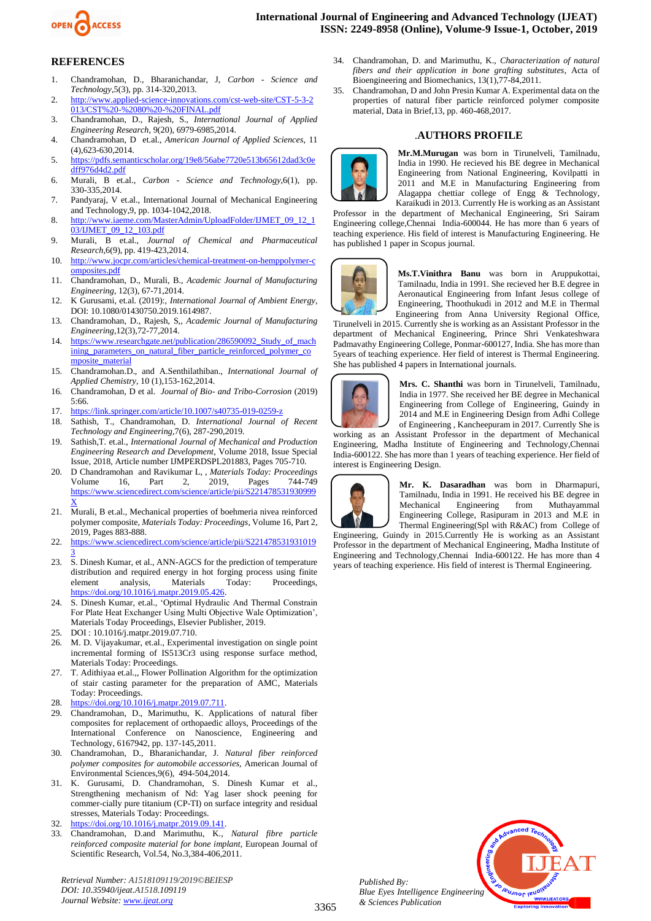## REFERENCES

1. Chandramohan, D., Bharanichandar, J, *Carbon - Science and Technology*,5(3), pp. 314-320,2013.
2. http://www.applied-science-innovations.com/cst-web-site/CST-5-3-2013/CST%20-%2080%20-%20FINAL.pdf
3. Chandramohan, D., Rajesh, S., *International Journal of Applied Engineering Research*, 9(20), 6979-6985,2014.
4. Chandramohan, D et.al., *American Journal of Applied Sciences*, 11 (4),623-630,2014.
5. https://pdfs.semanticscholar.org/19e8/56abe7720e513b65612dad3c0edff976d4d2.pdf
6. Murali, B et.al., *Carbon - Science and Technology*,6(1), pp. 330-335,2014.
7. Pandyaraj, V et.al., International Journal of Mechanical Engineering and Technology,9, pp. 1034-1042,2018.
8. http://www.iaeme.com/MasterAdmin/UploadFolder/IJMET_09_12_103/IJMET_09_12_103.pdf
9. Murali, B et.al., *Journal of Chemical and Pharmaceutical Research*,6(9), pp. 419-423,2014.
10. http://www.jocpr.com/articles/chemical-treatment-on-hemppolymer-composites.pdf
11. Chandramohan, D., Murali, B., *Academic Journal of Manufacturing Engineering*, 12(3), 67-71,2014.
12. K Gurusami, et.al. (2019):, *International Journal of Ambient Energy*, DOI: 10.1080/01430750.2019.1614987.
13. Chandramohan, D., Rajesh, S., *Academic Journal of Manufacturing Engineering*,12(3),72-77,2014.
14. https://www.researchgate.net/publication/286590092_Study_of_machining_parameters_on_natural_fiber_particle_reinforced_polymer_composite_material
15. Chandramohan.D., and A.Senthilathiban., *International Journal of Applied Chemistry*, 10 (1),153-162,2014.
16. Chandramohan, D et al. *Journal of Bio- and Tribo-Corrosion* (2019) 5:66.
17. https://link.springer.com/article/10.1007/s40735-019-0259-z
18. Sathish, T., Chandramohan, D. *International Journal of Recent Technology and Engineering*,7(6), 287-290,2019.
19. Sathish,T. et.al., *International Journal of Mechanical and Production Engineering Research and Development*, Volume 2018, Issue Special Issue, 2018, Article number IJMPERDSPL201883, Pages 705-710.
20. D Chandramohan and Ravikumar L, , *Materials Today: Proceedings* Volume 16, Part 2, 2019, Pages 744-749 https://www.sciencedirect.com/science/article/pii/S221478531930999X
21. Murali, B et.al., Mechanical properties of boehmeria nivea reinforced polymer composite, *Materials Today: Proceedings*, Volume 16, Part 2, 2019, Pages 883-888.
22. https://www.sciencedirect.com/science/article/pii/S2214785319310193
23. S. Dinesh Kumar, et al., ANN-AGCS for the prediction of temperature distribution and required energy in hot forging process using finite element analysis, Materials Today: Proceedings, https://doi.org/10.1016/j.matpr.2019.05.426.
24. S. Dinesh Kumar, et.al., 'Optimal Hydraulic And Thermal Constrain For Plate Heat Exchanger Using Multi Objective Wale Optimization', Materials Today Proceedings, Elsevier Publisher, 2019.
25. DOI : 10.1016/j.matpr.2019.07.710.
26. M. D. Vijayakumar, et.al., Experimental investigation on single point incremental forming of IS513Cr3 using response surface method, Materials Today: Proceedings.
27. T. Adithiyaa et.al.,, Flower Pollination Algorithm for the optimization of stair casting parameter for the preparation of AMC, Materials Today: Proceedings.
28. https://doi.org/10.1016/j.matpr.2019.07.711.
29. Chandramohan, D., Marimuthu, K. Applications of natural fiber composites for replacement of orthopaedic alloys, Proceedings of the International Conference on Nanoscience, Engineering and Technology, 6167942, pp. 137-145,2011.
30. Chandramohan, D., Bharanichandar, J. *Natural fiber reinforced polymer composites for automobile accessories*, American Journal of Environmental Sciences,9(6), 494-504,2014.
31. K. Gurusami, D. Chandramohan, S. Dinesh Kumar et al., Strengthening mechanism of Nd: Yag laser shock peening for commer-cially pure titanium (CP-TI) on surface integrity and residual stresses, Materials Today: Proceedings.
32. https://doi.org/10.1016/j.matpr.2019.09.141.
33. Chandramohan, D.and Marimuthu, K., *Natural fibre particle reinforced composite material for bone implant*, European Journal of Scientific Research, Vol.54, No.3,384-406,2011.
34. Chandramohan, D. and Marimuthu, K., *Characterization of natural fibers and their application in bone grafting substitutes*, Acta of Bioengineering and Biomechanics, 13(1),77-84,2011.
35. Chandramohan, D and John Presin Kumar A. Experimental data on the properties of natural fiber particle reinforced polymer composite material, Data in Brief,13, pp. 460-468,2017.

## .AUTHORS PROFILE

**Mr.M.Murugan** was born in Tirunelveli, Tamilnadu, India in 1990. He recieved his BE degree in Mechanical Engineering from National Engineering, Kovilpatti in 2011 and M.E in Manufacturing Engineering from Alagappa chettiar college of Engg & Technology, Karaikudi in 2013. Currently He is working as an Assistant Professor in the department of Mechanical Engineering, Sri Sairam Engineering college,Chennai India-600044. He has more than 6 years of teaching experience. His field of interest is Manufacturing Engineering. He has published 1 paper in Scopus journal.

**Ms.T.Vinithra Banu** was born in Aruppukottai, Tamilnadu, India in 1991. She recieved her B.E degree in Aeronautical Engineering from Infant Jesus college of Engineering, Thoothukudi in 2012 and M.E in Thermal Engineering from Anna University Regional Office, Tirunelveli in 2015. Currently she is working as an Assistant Professor in the department of Mechanical Engineering, Prince Shri Venkateshwara Padmavathy Engineering College, Ponmar-600127, India. She has more than 5years of teaching experience. Her field of interest is Thermal Engineering. She has published 4 papers in International journals.

**Mrs. C. Shanthi** was born in Tirunelveli, Tamilnadu, India in 1977. She received her BE degree in Mechanical Engineering from College of Engineering, Guindy in 2014 and M.E in Engineering Design from Adhi College of Engineering , Kancheepuram in 2017. Currently She is working as an Assistant Professor in the department of Mechanical Engineering, Madha Institute of Engineering and Technology,Chennai India-600122. She has more than 1 years of teaching experience. Her field of interest is Engineering Design.

**Mr. K. Dasaradhan** was born in Dharmapuri, Tamilnadu, India in 1991. He received his BE degree in Mechanical Engineering from Muthayammal Engineering College, Rasipuram in 2013 and M.E in Thermal Engineering(Spl with R&AC) from College of Engineering, Guindy in 2015.Currently He is working as an Assistant Professor in the department of Mechanical Engineering, Madha Institute of Engineering and Technology,Chennai India-600122. He has more than 4 years of teaching experience. His field of interest is Thermal Engineering.